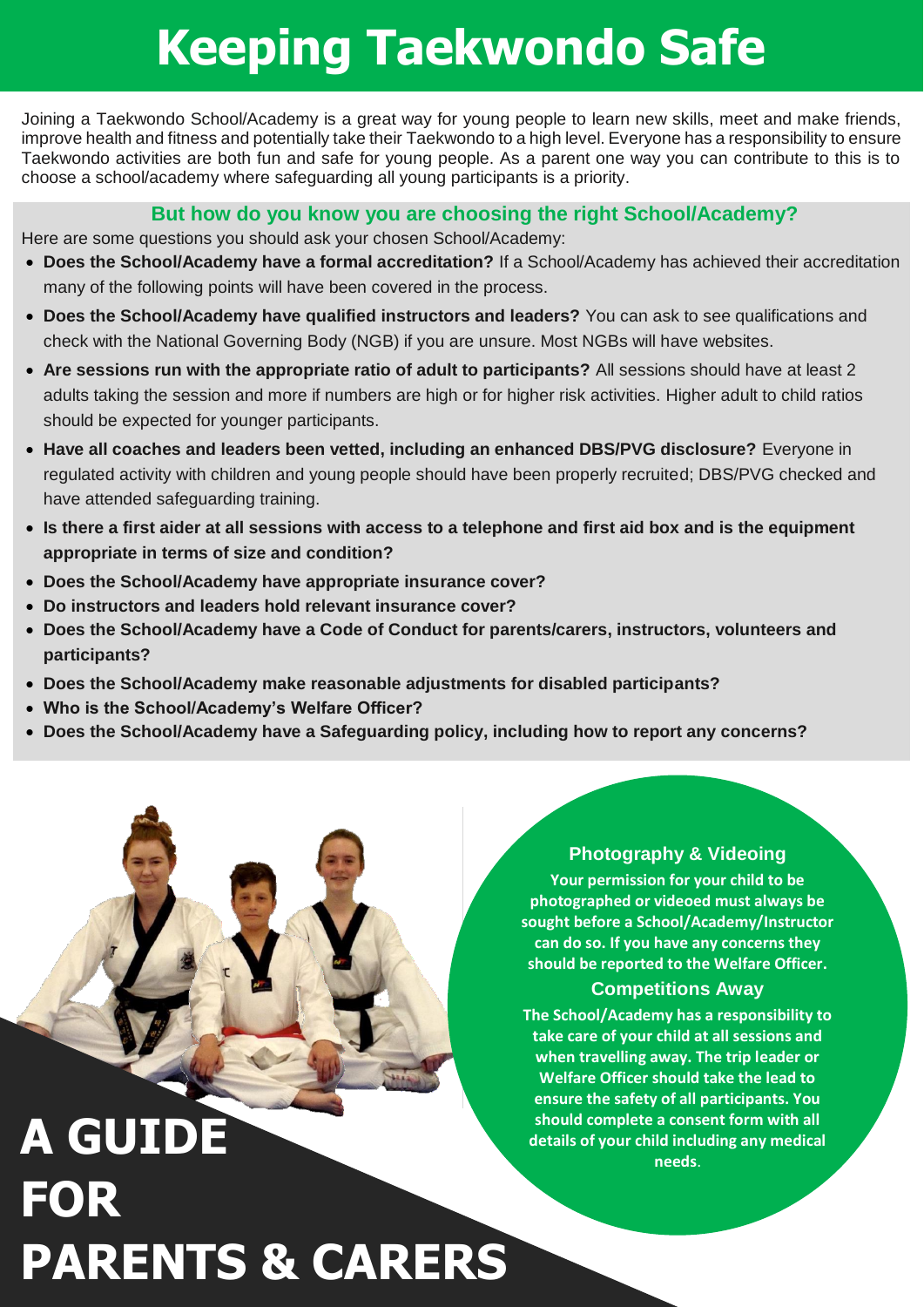# Keeping Taekwondo Safe

Joining a Taekwondo School/Academy is a great way for young people to learn new skills, meet and make friends, improve health and fitness and potentially take their Taekwondo to a high level. Everyone has a responsibility to ensure Taekwondo activities are both fun and safe for young people. As a parent one way you can contribute to this is to choose a school/academy where safeguarding all young participants is a priority.

## But how do you know you are choosing the right School/Academy?

Here are some questions you should ask your chosen School/Academy:

- **Does the School/Academy have a formal accreditation?** If a School/Academy has achieved their accreditation many of the following points will have been covered in the process.
- **Does the School/Academy have qualified instructors and leaders?** You can ask to see qualifications and check with the National Governing Body (NGB) if you are unsure. Most NGBs will have websites.
- **Are sessions run with the appropriate ratio of adult to participants?** All sessions should have at least 2 adults taking the session and more if numbers are high or for higher risk activities. Higher adult to child ratios should be expected for younger participants.
- **Have all coaches and leaders been vetted, including an enhanced DBS/PVG disclosure?** Everyone in regulated activity with children and young people should have been properly recruited; DBS/PVG checked and have attended safeguarding training.
- **Is there a first aider at all sessions with access to a telephone and first aid box and is the equipment appropriate in terms of size and condition?**
- **Does the School/Academy have appropriate insurance cover?**
- **Do instructors and leaders hold relevant insurance cover?**
- **Does the School/Academy have a Code of Conduct for parents/carers, instructors, volunteers and participants?**
- **Does the School/Academy make reasonable adjustments for disabled participants?**
- **Who is the School/Academy's Welfare Officer?**
- **Does the School/Academy have a Safeguarding policy, including how to report any concerns?**

### Photography & Videoing

**Your permission for your child to be photographed or videoed must always be sought before a School/Academy/Instructor can do so. If you have any concerns they should be reported to the Welfare Officer.**

### Competitions Away

**The School/Academy has a responsibility to take care of your child at all sessions and when travelling away. The trip leader or Welfare Officer should take the lead to ensure the safety of all participants. You should complete a consent form with all details of your child including any medical needs.**

# A GUIDE FOR PARENTS & CARERS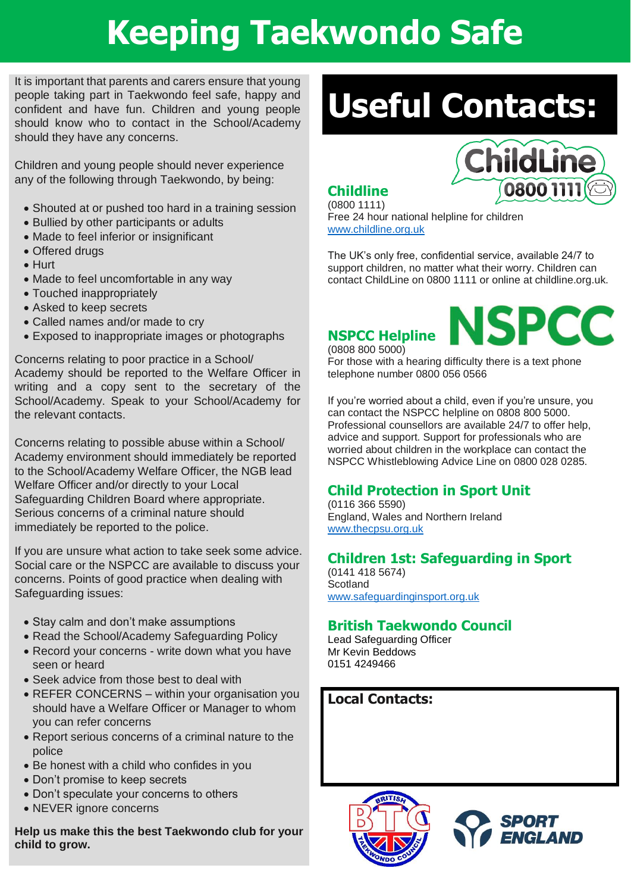# Keeping Taekwondo Safe

It is important that parents and carers ensure that young people taking part in Taekwondo feel safe, happy and confident and have fun. Children and young people should know who to contact in the School/Academy should they have any concerns.

Children and young people should never experience any of the following through Taekwondo, by being:

- Shouted at or pushed too hard in a training session
- Bullied by other participants or adults
- Made to feel inferior or insignificant
- Offered drugs
- Hurt
- Made to feel uncomfortable in any way
- Touched inappropriately
- Asked to keep secrets
- Called names and/or made to cry
- Exposed to inappropriate images or photographs

Concerns relating to poor practice in a School/ Academy should be reported to the Welfare Officer in writing and a copy sent to the secretary of the School/Academy. Speak to your School/Academy for the relevant contacts.

Concerns relating to possible abuse within a School/ Academy environment should immediately be reported to the School/Academy Welfare Officer, the NGB lead Welfare Officer and/or directly to your Local Safeguarding Children Board where appropriate. Serious concerns of a criminal nature should immediately be reported to the police.

If you are unsure what action to take seek some advice. Social care or the NSPCC are available to discuss your concerns. Points of good practice when dealing with Safeguarding issues:

- Stay calm and don't make assumptions
- Read the School/Academy Safeguarding Policy
- Record your concerns - write down what you have seen or heard
- Seek advice from those best to deal with
- REFER CONCERNS – within your organisation you should have a Welfare Officer or Manager to whom you can refer concerns
- Report serious concerns of a criminal nature to the police
- Be honest with a child who confides in you
- Don't promise to keep secrets
- Don't speculate your concerns to others
- NEVER ignore concerns

**Help us make this the best Taekwondo club for your child to grow.**

# Useful Contacts:

ChildLine 0800 1111

### Childline

(0800 1111)
Free 24 hour national helpline for children
www.childline.org.uk

The UK's only free, confidential service, available 24/7 to support children, no matter what their worry. Children can contact ChildLine on 0800 1111 or online at childline.org.uk.

NSPCC

### NSPCC Helpline

(0808 800 5000)
For those with a hearing difficulty there is a text phone telephone number 0800 056 0566

If you're worried about a child, even if you're unsure, you can contact the NSPCC helpline on 0808 800 5000. Professional counsellors are available 24/7 to offer help, advice and support. Support for professionals who are worried about children in the workplace can contact the NSPCC Whistleblowing Advice Line on 0800 028 0285.

### Child Protection in Sport Unit

(0116 366 5590)
England, Wales and Northern Ireland
www.thecpsu.org.uk

### Children 1st: Safeguarding in Sport

(0141 418 5674)
Scotland
www.safeguardinginsport.org.uk

### British Taekwondo Council

Lead Safeguarding Officer
Mr Kevin Beddows
0151 4249466

**Local Contacts:**

BRITISH TAEKWONDO COUNCIL

SPORT ENGLAND